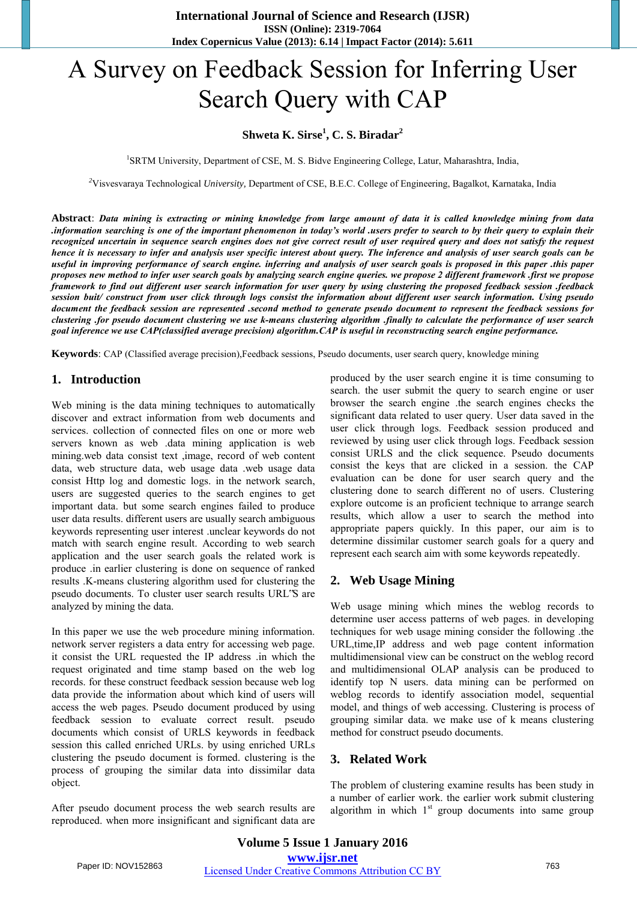# A Survey on Feedback Session for Inferring User Search Query with CAP

**Shweta K. Sirse[1], C. S. Biradar[2]**

[1]SRTM University, Department of CSE, M. S. Bidve Engineering College, Latur, Maharashtra, India,

[2]Visvesvaraya Technological *University,* Department of CSE, B.E.C. College of Engineering, Bagalkot, Karnataka, India

**Abstract**: ***Data mining is extracting or mining knowledge from large amount of data it is called knowledge mining from data .information searching is one of the important phenomenon in today's world .users prefer to search to by their query to explain their recognized uncertain in sequence search engines does not give correct result of user required query and does not satisfy the request hence it is necessary to infer and analysis user specific interest about query. The inference and analysis of user search goals can be useful in improving performance of search engine. inferring and analysis of user search goals is proposed in this paper .this paper proposes new method to infer user search goals by analyzing search engine queries. we propose 2 different framework .first we propose framework to find out different user search information for user query by using clustering the proposed feedback session .feedback session buit/ construct from user click through logs consist the information about different user search information. Using pseudo document the feedback session are represented .second method to generate pseudo document to represent the feedback sessions for clustering .for pseudo document clustering we use k-means clustering algorithm .finally to calculate the performance of user search goal inference we use CAP(classified average precision) algorithm.CAP is useful in reconstructing search engine performance.***

**Keywords**: CAP (Classified average precision),Feedback sessions, Pseudo documents, user search query, knowledge mining

## 1. Introduction

Web mining is the data mining techniques to automatically discover and extract information from web documents and services. collection of connected files on one or more web servers known as web .data mining application is web mining.web data consist text ,image, record of web content data, web structure data, web usage data .web usage data consist Http log and domestic logs. in the network search, users are suggested queries to the search engines to get important data. but some search engines failed to produce user data results. different users are usually search ambiguous keywords representing user interest .unclear keywords do not match with search engine result. According to web search application and the user search goals the related work is produce .in earlier clustering is done on sequence of ranked results .K-means clustering algorithm used for clustering the pseudo documents. To cluster user search results URL′S are analyzed by mining the data.

In this paper we use the web procedure mining information. network server registers a data entry for accessing web page. it consist the URL requested the IP address .in which the request originated and time stamp based on the web log records. for these construct feedback session because web log data provide the information about which kind of users will access the web pages. Pseudo document produced by using feedback session to evaluate correct result. pseudo documents which consist of URLS keywords in feedback session this called enriched URLs. by using enriched URLs clustering the pseudo document is formed. clustering is the process of grouping the similar data into dissimilar data object.

After pseudo document process the web search results are reproduced. when more insignificant and significant data are produced by the user search engine it is time consuming to search. the user submit the query to search engine or user browser the search engine .the search engines checks the significant data related to user query. User data saved in the user click through logs. Feedback session produced and reviewed by using user click through logs. Feedback session consist URLS and the click sequence. Pseudo documents consist the keys that are clicked in a session. the CAP evaluation can be done for user search query and the clustering done to search different no of users. Clustering explore outcome is an proficient technique to arrange search results, which allow a user to search the method into appropriate papers quickly. In this paper, our aim is to determine dissimilar customer search goals for a query and represent each search aim with some keywords repeatedly.

## 2. Web Usage Mining

Web usage mining which mines the weblog records to determine user access patterns of web pages. in developing techniques for web usage mining consider the following .the URL,time,IP address and web page content information multidimensional view can be construct on the weblog record and multidimensional OLAP analysis can be produced to identify top N users. data mining can be performed on weblog records to identify association model, sequential model, and things of web accessing. Clustering is process of grouping similar data. we make use of k means clustering method for construct pseudo documents.

## 3. Related Work

The problem of clustering examine results has been study in a number of earlier work. the earlier work submit clustering algorithm in which 1st group documents into same group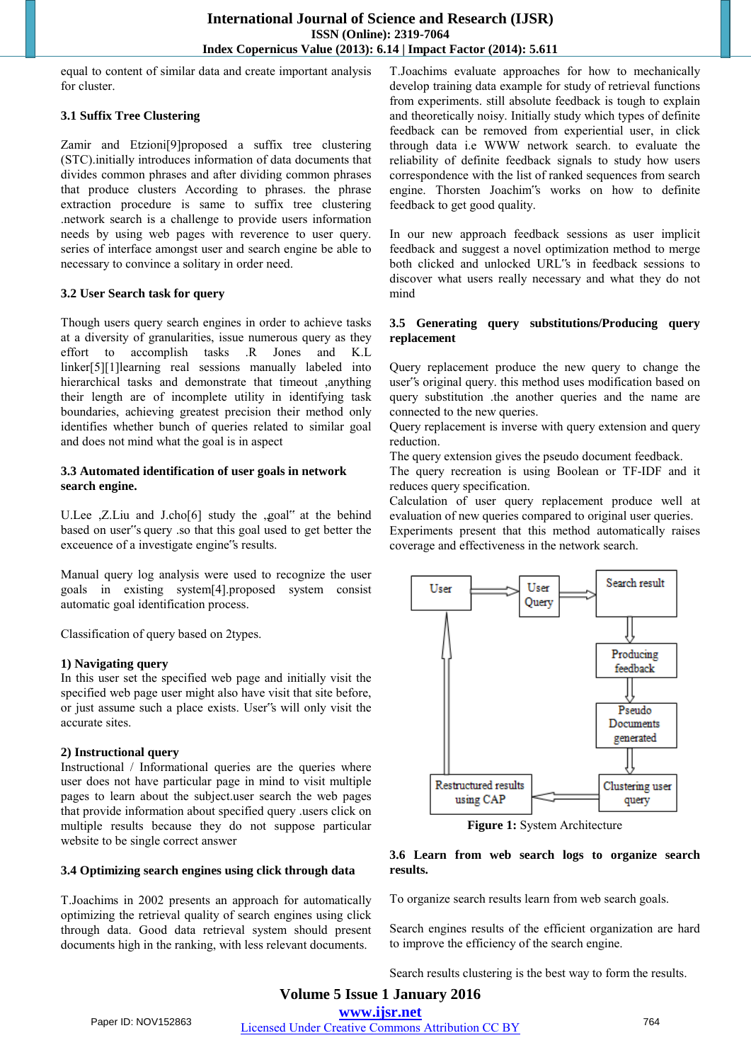equal to content of similar data and create important analysis for cluster.

### 3.1 Suffix Tree Clustering

Zamir and Etzioni[9]proposed a suffix tree clustering (STC).initially introduces information of data documents that divides common phrases and after dividing common phrases that produce clusters According to phrases. the phrase extraction procedure is same to suffix tree clustering .network search is a challenge to provide users information needs by using web pages with reverence to user query. series of interface amongst user and search engine be able to necessary to convince a solitary in order need.

### 3.2 User Search task for query

Though users query search engines in order to achieve tasks at a diversity of granularities, issue numerous query as they effort to accomplish tasks .R Jones and K.L linker[5][1]learning real sessions manually labeled into hierarchical tasks and demonstrate that timeout ,anything their length are of incomplete utility in identifying task boundaries, achieving greatest precision their method only identifies whether bunch of queries related to similar goal and does not mind what the goal is in aspect

### 3.3 Automated identification of user goals in network search engine.

U.Lee ,Z.Liu and J.cho[6] study the „goal" at the behind based on user"s query .so that this goal used to get better the exceuence of a investigate engine"s results.

Manual query log analysis were used to recognize the user goals in existing system[4].proposed system consist automatic goal identification process.

Classification of query based on 2types.

**1) Navigating query**
In this user set the specified web page and initially visit the specified web page user might also have visit that site before, or just assume such a place exists. User"s will only visit the accurate sites.

**2) Instructional query**
Instructional / Informational queries are the queries where user does not have particular page in mind to visit multiple pages to learn about the subject.user search the web pages that provide information about specified query .users click on multiple results because they do not suppose particular website to be single correct answer

### 3.4 Optimizing search engines using click through data

T.Joachims in 2002 presents an approach for automatically optimizing the retrieval quality of search engines using click through data. Good data retrieval system should present documents high in the ranking, with less relevant documents.

T.Joachims evaluate approaches for how to mechanically develop training data example for study of retrieval functions from experiments. still absolute feedback is tough to explain and theoretically noisy. Initially study which types of definite feedback can be removed from experiential user, in click through data i.e WWW network search. to evaluate the reliability of definite feedback signals to study how users correspondence with the list of ranked sequences from search engine. Thorsten Joachim"s works on how to definite feedback to get good quality.

In our new approach feedback sessions as user implicit feedback and suggest a novel optimization method to merge both clicked and unlocked URL"s in feedback sessions to discover what users really necessary and what they do not mind

### 3.5 Generating query substitutions/Producing query replacement

Query replacement produce the new query to change the user"s original query. this method uses modification based on query substitution .the another queries and the name are connected to the new queries.
Query replacement is inverse with query extension and query reduction.
The query extension gives the pseudo document feedback.
The query recreation is using Boolean or TF-IDF and it reduces query specification.
Calculation of user query replacement produce well at evaluation of new queries compared to original user queries.
Experiments present that this method automatically raises coverage and effectiveness in the network search.

User → User Query → Search result → Producing feedback → Pseudo Documents generated → Clustering user query → Restructured results using CAP → User

**Figure 1:** System Architecture

### 3.6 Learn from web search logs to organize search results.

To organize search results learn from web search goals.

Search engines results of the efficient organization are hard to improve the efficiency of the search engine.

Search results clustering is the best way to form the results.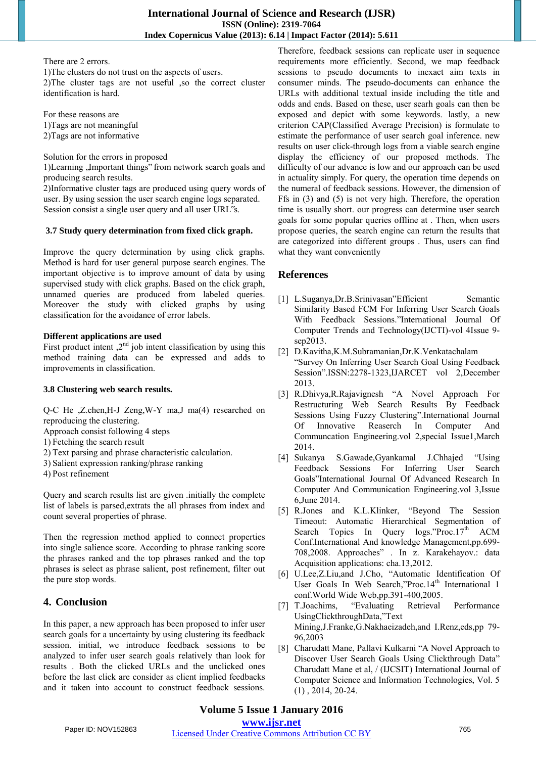There are 2 errors.
1)The clusters do not trust on the aspects of users.
2)The cluster tags are not useful ,so the correct cluster identification is hard.

For these reasons are
1)Tags are not meaningful
2)Tags are not informative

Solution for the errors in proposed
1)Learning „Important things" from network search goals and producing search results.
2)Informative cluster tags are produced using query words of user. By using session the user search engine logs separated. Session consist a single user query and all user URL"s.

### 3.7 Study query determination from fixed click graph.

Improve the query determination by using click graphs. Method is hard for user general purpose search engines. The important objective is to improve amount of data by using supervised study with click graphs. Based on the click graph, unnamed queries are produced from labeled queries. Moreover the study with clicked graphs by using classification for the avoidance of error labels.

**Different applications are used**
First product intent ,2nd job intent classification by using this method training data can be expressed and adds to improvements in classification.

### 3.8 Clustering web search results.

Q-C He ,Z.chen,H-J Zeng,W-Y ma,J ma(4) researched on reproducing the clustering.
Approach consist following 4 steps
1) Fetching the search result
2) Text parsing and phrase characteristic calculation.
3) Salient expression ranking/phrase ranking
4) Post refinement

Query and search results list are given .initially the complete list of labels is parsed,extrats the all phrases from index and count several properties of phrase.

Then the regression method applied to connect properties into single salience score. According to phrase ranking score the phrases ranked and the top phrases ranked and the top phrases is select as phrase salient, post refinement, filter out the pure stop words.

## 4. Conclusion

In this paper, a new approach has been proposed to infer user search goals for a uncertainty by using clustering its feedback session. initial, we introduce feedback sessions to be analyzed to infer user search goals relatively than look for results . Both the clicked URLs and the unclicked ones before the last click are consider as client implied feedbacks and it taken into account to construct feedback sessions. Therefore, feedback sessions can replicate user in sequence requirements more efficiently. Second, we map feedback sessions to pseudo documents to inexact aim texts in consumer minds. The pseudo-documents can enhance the URLs with additional textual inside including the title and odds and ends. Based on these, user searh goals can then be exposed and depict with some keywords. lastly, a new criterion CAP(Classified Average Precision) is formulate to estimate the performance of user search goal inference. new results on user click-through logs from a viable search engine display the efficiency of our proposed methods. The difficulty of our advance is low and our approach can be used in actuality simply. For query, the operation time depends on the numeral of feedback sessions. However, the dimension of Ffs in (3) and (5) is not very high. Therefore, the operation time is usually short. our progress can determine user search goals for some popular queries offline at . Then, when users propose queries, the search engine can return the results that are categorized into different groups . Thus, users can find what they want conveniently

## References

[1] L.Suganya,Dr.B.Srinivasan"Efficient Semantic Similarity Based FCM For Inferring User Search Goals With Feedback Sessions."International Journal Of Computer Trends and Technology(IJCTI)-vol 4Issue 9-sep2013.

[2] D.Kavitha,K.M.Subramanian,Dr.K.Venkatachalam "Survey On Inferring User Search Goal Using Feedback Session".ISSN:2278-1323,IJARCET vol 2,December 2013.

[3] R.Dhivya,R.Rajavignesh "A Novel Approach For Restructuring Web Search Results By Feedback Sessions Using Fuzzy Clustering".International Journal Of Innovative Reaserch In Computer And Communcation Engineering.vol 2,special Issue1,March 2014.

[4] Sukanya S.Gawade,Gyankamal J.Chhajed "Using Feedback Sessions For Inferring User Search Goals"International Journal Of Advanced Research In Computer And Communication Engineering.vol 3,Issue 6,June 2014.

[5] R.Jones and K.L.Klinker, "Beyond The Session Timeout: Automatic Hierarchical Segmentation of Search Topics In Query logs."Proc.17th ACM Conf.International And knowledge Management,pp.699-708,2008. Approaches" . In z. Karakehayov.: data Acquisition applications: cha.13,2012.

[6] U.Lee,Z.Liu,and J.Cho, "Automatic Identification Of User Goals In Web Search,"Proc.14th International 1 conf.World Wide Web,pp.391-400,2005.

[7] T.Joachims, "Evaluating Retrieval Performance UsingClickthroughData,"Text Mining,J.Franke,G.Nakhaeizadeh,and I.Renz,eds,pp 79-96,2003

[8] Charudatt Mane, Pallavi Kulkarni "A Novel Approach to Discover User Search Goals Using Clickthrough Data" Charudatt Mane et al, / (IJCSIT) International Journal of Computer Science and Information Technologies, Vol. 5 (1) , 2014, 20-24.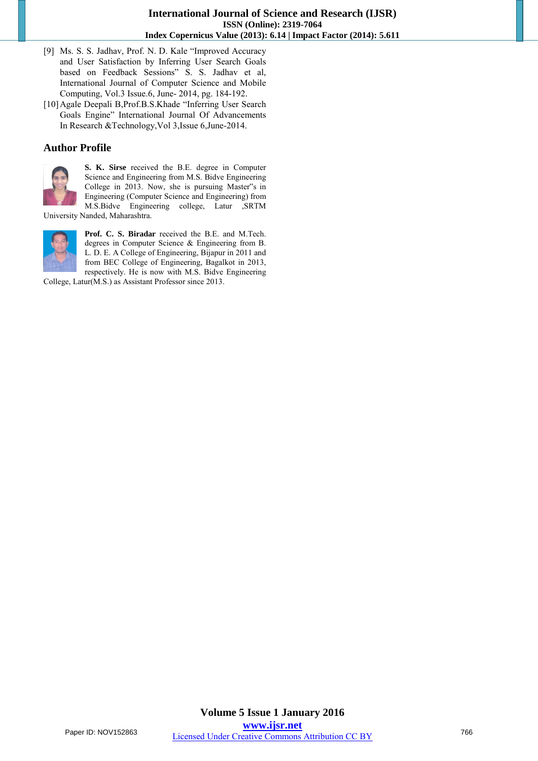[9] Ms. S. S. Jadhav, Prof. N. D. Kale "Improved Accuracy and User Satisfaction by Inferring User Search Goals based on Feedback Sessions" S. S. Jadhav et al, International Journal of Computer Science and Mobile Computing, Vol.3 Issue.6, June- 2014, pg. 184-192.

[10] Agale Deepali B,Prof.B.S.Khade "Inferring User Search Goals Engine" International Journal Of Advancements In Research &Technology,Vol 3,Issue 6,June-2014.

## Author Profile

**S. K. Sirse** received the B.E. degree in Computer Science and Engineering from M.S. Bidve Engineering College in 2013. Now, she is pursuing Master"s in Engineering (Computer Science and Engineering) from M.S.Bidve Engineering college, Latur ,SRTM University Nanded, Maharashtra.

**Prof. C. S. Biradar** received the B.E. and M.Tech. degrees in Computer Science & Engineering from B. L. D. E. A College of Engineering, Bijapur in 2011 and from BEC College of Engineering, Bagalkot in 2013, respectively. He is now with M.S. Bidve Engineering College, Latur(M.S.) as Assistant Professor since 2013.